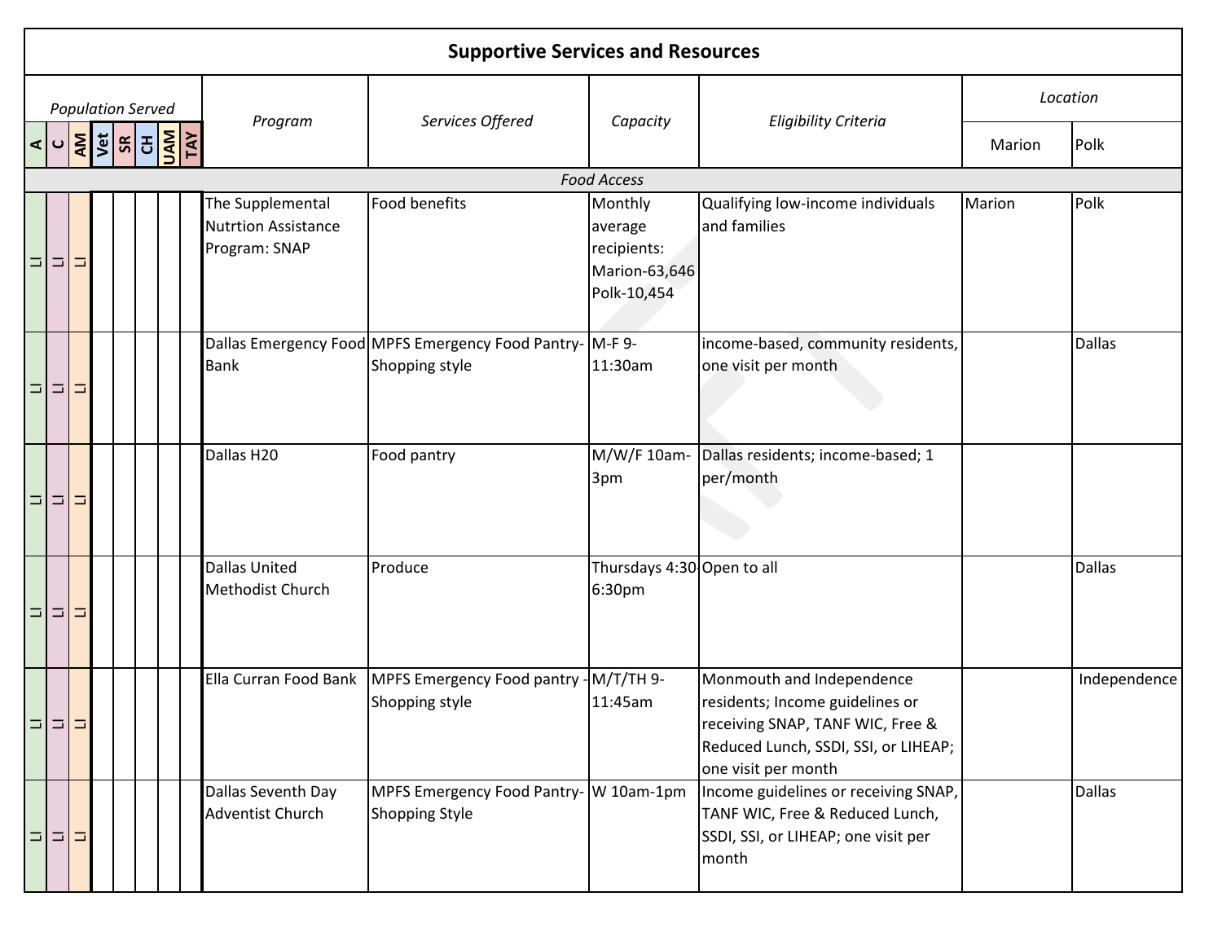# Supportive Services and Resources

| Population Served | | | | | | | | Program | Services Offered | Capacity | Eligibility Criteria | Location | |
|---|---|---|---|---|---|---|---|---|---|---|---|---|---|
| A | C | AM | Vet | SR | CH | UAM | TAY | | | | | Marion | Polk |
| *Food Access* | | | | | | | | | | | | | |
| LI | LI | LI | | | | | | The Supplemental Nutrtion Assistance Program: SNAP | Food benefits | Monthly average recipients: Marion-63,646 Polk-10,454 | Qualifying low-income individuals and families | Marion | Polk |
| LI | LI | LI | | | | | | Dallas Emergency Food Bank | MPFS Emergency Food Pantry-Shopping style | M-F 9-11:30am | income-based, community residents, one visit per month | | Dallas |
| LI | LI | LI | | | | | | Dallas H20 | Food pantry | M/W/F 10am-3pm | Dallas residents; income-based; 1 per/month | | |
| LI | LI | LI | | | | | | Dallas United Methodist Church | Produce | Thursdays 4:30-6:30pm | Open to all | | Dallas |
| LI | LI | LI | | | | | | Ella Curran Food Bank | MPFS Emergency Food pantry - Shopping style | M/T/TH 9-11:45am | Monmouth and Independence residents; Income guidelines or receiving SNAP, TANF WIC, Free & Reduced Lunch, SSDI, SSI, or LIHEAP; one visit per month | | Independence |
| LI | LI | LI | | | | | | Dallas Seventh Day Adventist Church | MPFS Emergency Food Pantry-Shopping Style | W 10am-1pm | Income guidelines or receiving SNAP, TANF WIC, Free & Reduced Lunch, SSDI, SSI, or LIHEAP; one visit per month | | Dallas |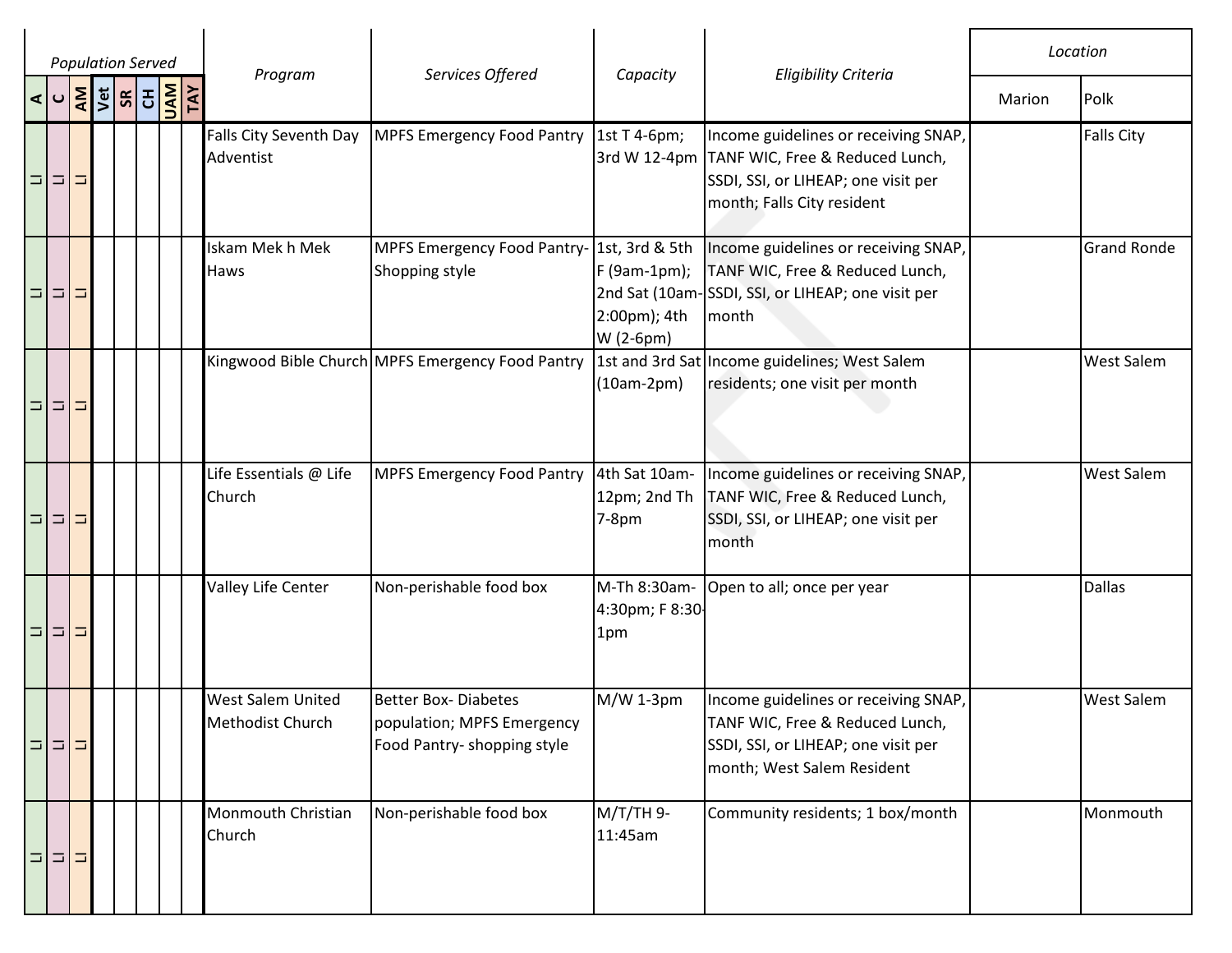| *Population Served* | | | | | | | | *Program* | *Services Offered* | *Capacity* | *Eligibility Criteria* | *Location* | |
|---|---|---|---|---|---|---|---|---|---|---|---|---|---|
| A | C | AM | Vet | SR | CH | UAM | TAY | | | | | Marion | Polk |
| LI | LI | LI | | | | | | Falls City Seventh Day Adventist | MPFS Emergency Food Pantry | 1st T 4-6pm; 3rd W 12-4pm | Income guidelines or receiving SNAP, TANF WIC, Free & Reduced Lunch, SSDI, SSI, or LIHEAP; one visit per month; Falls City resident | | Falls City |
| LI | LI | LI | | | | | | Iskam Mek h Mek Haws | MPFS Emergency Food Pantry- Shopping style | 1st, 3rd & 5th F (9am-1pm); 2nd Sat (10am-2:00pm); 4th W (2-6pm) | Income guidelines or receiving SNAP, TANF WIC, Free & Reduced Lunch, SSDI, SSI, or LIHEAP; one visit per month | | Grand Ronde |
| LI | LI | LI | | | | | | Kingwood Bible Church | MPFS Emergency Food Pantry | 1st and 3rd Sat (10am-2pm) | Income guidelines; West Salem residents; one visit per month | | West Salem |
| LI | LI | LI | | | | | | Life Essentials @ Life Church | MPFS Emergency Food Pantry | 4th Sat 10am-12pm; 2nd Th 7-8pm | Income guidelines or receiving SNAP, TANF WIC, Free & Reduced Lunch, SSDI, SSI, or LIHEAP; one visit per month | | West Salem |
| LI | LI | LI | | | | | | Valley Life Center | Non-perishable food box | M-Th 8:30am-4:30pm; F 8:30-1pm | Open to all; once per year | | Dallas |
| LI | LI | LI | | | | | | West Salem United Methodist Church | Better Box- Diabetes population; MPFS Emergency Food Pantry- shopping style | M/W 1-3pm | Income guidelines or receiving SNAP, TANF WIC, Free & Reduced Lunch, SSDI, SSI, or LIHEAP; one visit per month; West Salem Resident | | West Salem |
| LI | LI | LI | | | | | | Monmouth Christian Church | Non-perishable food box | M/T/TH 9-11:45am | Community residents; 1 box/month | | Monmouth |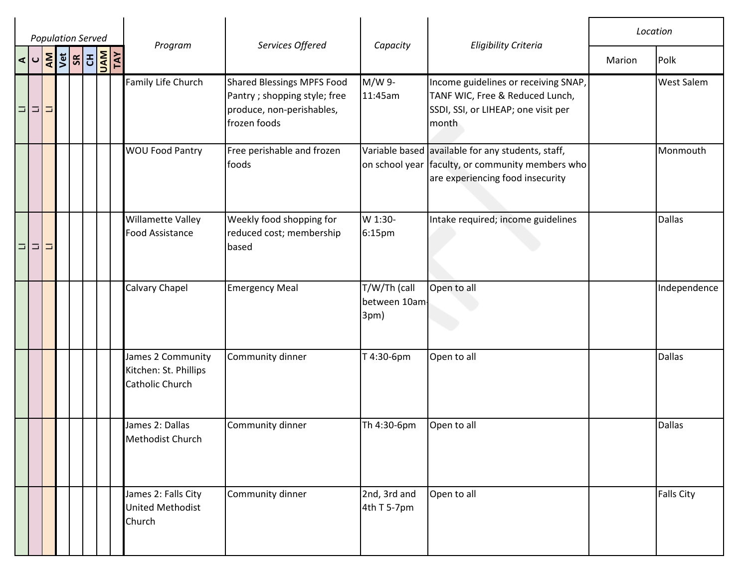| Population Served | | | | | | | | Program | Services Offered | Capacity | Eligibility Criteria | Location | |
|---|---|---|---|---|---|---|---|---|---|---|---|---|---|
| A | C | AM | Vet | SR | CH | UAM | TAY | | | | | Marion | Polk |
| LI | LI | LI | | | | | | Family Life Church | Shared Blessings MPFS Food Pantry ; shopping style; free produce, non-perishables, frozen foods | M/W 9-11:45am | Income guidelines or receiving SNAP, TANF WIC, Free & Reduced Lunch, SSDI, SSI, or LIHEAP; one visit per month | | West Salem |
| | | | | | | | | WOU Food Pantry | Free perishable and frozen foods | Variable based on school year | available for any students, staff, faculty, or community members who are experiencing food insecurity | | Monmouth |
| LI | LI | LI | | | | | | Willamette Valley Food Assistance | Weekly food shopping for reduced cost; membership based | W 1:30-6:15pm | Intake required; income guidelines | | Dallas |
| | | | | | | | | Calvary Chapel | Emergency Meal | T/W/Th (call between 10am-3pm) | Open to all | | Independence |
| | | | | | | | | James 2 Community Kitchen: St. Phillips Catholic Church | Community dinner | T 4:30-6pm | Open to all | | Dallas |
| | | | | | | | | James 2: Dallas Methodist Church | Community dinner | Th 4:30-6pm | Open to all | | Dallas |
| | | | | | | | | James 2: Falls City United Methodist Church | Community dinner | 2nd, 3rd and 4th T 5-7pm | Open to all | | Falls City |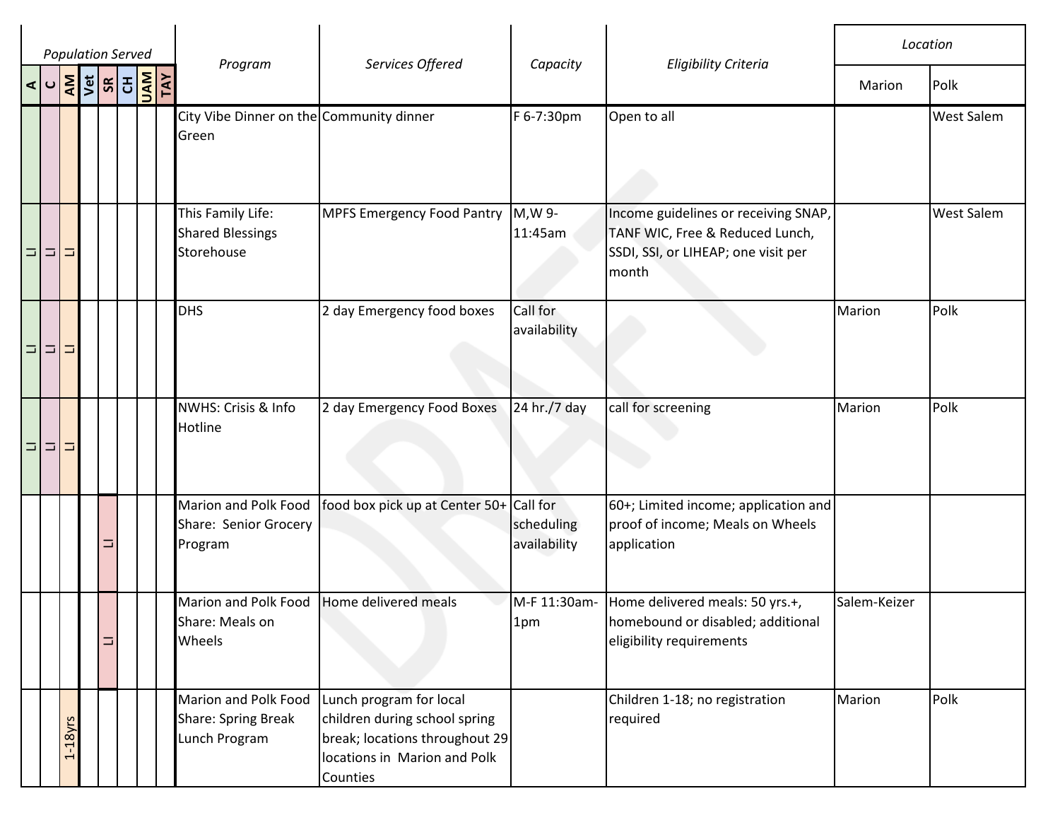| *Population Served* | | | | | | | | *Program* | *Services Offered* | *Capacity* | *Eligibility Criteria* | *Location* | |
|---|---|---|---|---|---|---|---|---|---|---|---|---|---|
| **A** | **C** | **AM** | **Vet** | **SR** | **CH** | **UAM** | **TAY** | | | | | Marion | Polk |
| | | | | | | | | City Vibe Dinner on the Green | Community dinner | F 6-7:30pm | Open to all | | West Salem |
| LI | LI | LI | | | | | | This Family Life: Shared Blessings Storehouse | MPFS Emergency Food Pantry | M,W 9-11:45am | Income guidelines or receiving SNAP, TANF WIC, Free & Reduced Lunch, SSDI, SSI, or LIHEAP; one visit per month | | West Salem |
| LI | LI | LI | | | | | | DHS | 2 day Emergency food boxes | Call for availability | | Marion | Polk |
| LI | LI | LI | | | | | | NWHS: Crisis & Info Hotline | 2 day Emergency Food Boxes | 24 hr./7 day | call for screening | Marion | Polk |
| | | | | LI | | | | Marion and Polk Food Share: Senior Grocery Program | food box pick up at Center 50+ | Call for scheduling availability | 60+; Limited income; application and proof of income; Meals on Wheels application | | |
| | | | | LI | | | | Marion and Polk Food Share: Meals on Wheels | Home delivered meals | M-F 11:30am-1pm | Home delivered meals: 50 yrs.+, homebound or disabled; additional eligibility requirements | Salem-Keizer | |
| | | 1-18yrs | | | | | | Marion and Polk Food Share: Spring Break Lunch Program | Lunch program for local children during school spring break; locations throughout 29 locations in Marion and Polk Counties | | Children 1-18; no registration required | Marion | Polk |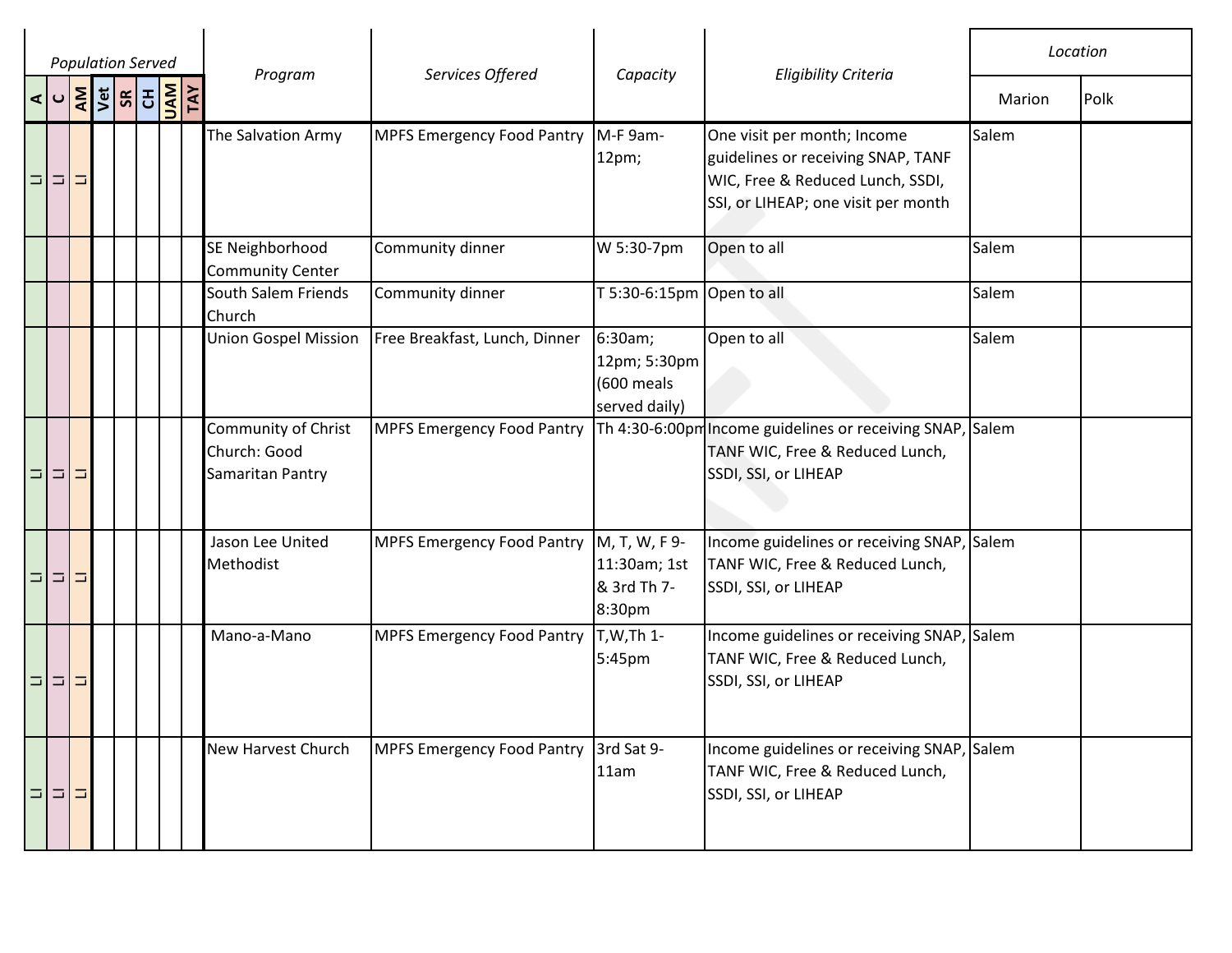| Population Served | | | | | | | | Program | Services Offered | Capacity | Eligibility Criteria | Location | |
|---|---|---|---|---|---|---|---|---|---|---|---|---|---|
| A | C | AM | Vet | SR | CH | UAM | TAY | | | | | Marion | Polk |
| LI | LI | LI | | | | | | The Salvation Army | MPFS Emergency Food Pantry | M-F 9am-12pm; | One visit per month; Income guidelines or receiving SNAP, TANF WIC, Free & Reduced Lunch, SSDI, SSI, or LIHEAP; one visit per month | Salem | |
| | | | | | | | | SE Neighborhood Community Center | Community dinner | W 5:30-7pm | Open to all | Salem | |
| | | | | | | | | South Salem Friends Church | Community dinner | T 5:30-6:15pm | Open to all | Salem | |
| | | | | | | | | Union Gospel Mission | Free Breakfast, Lunch, Dinner | 6:30am; 12pm; 5:30pm (600 meals served daily) | Open to all | Salem | |
| LI | LI | LI | | | | | | Community of Christ Church: Good Samaritan Pantry | MPFS Emergency Food Pantry | Th 4:30-6:00pm | Income guidelines or receiving SNAP, TANF WIC, Free & Reduced Lunch, SSDI, SSI, or LIHEAP | Salem | |
| LI | LI | LI | | | | | | Jason Lee United Methodist | MPFS Emergency Food Pantry | M, T, W, F 9-11:30am; 1st & 3rd Th 7-8:30pm | Income guidelines or receiving SNAP, TANF WIC, Free & Reduced Lunch, SSDI, SSI, or LIHEAP | Salem | |
| LI | LI | LI | | | | | | Mano-a-Mano | MPFS Emergency Food Pantry | T,W,Th 1-5:45pm | Income guidelines or receiving SNAP, TANF WIC, Free & Reduced Lunch, SSDI, SSI, or LIHEAP | Salem | |
| LI | LI | LI | | | | | | New Harvest Church | MPFS Emergency Food Pantry | 3rd Sat 9-11am | Income guidelines or receiving SNAP, TANF WIC, Free & Reduced Lunch, SSDI, SSI, or LIHEAP | Salem | |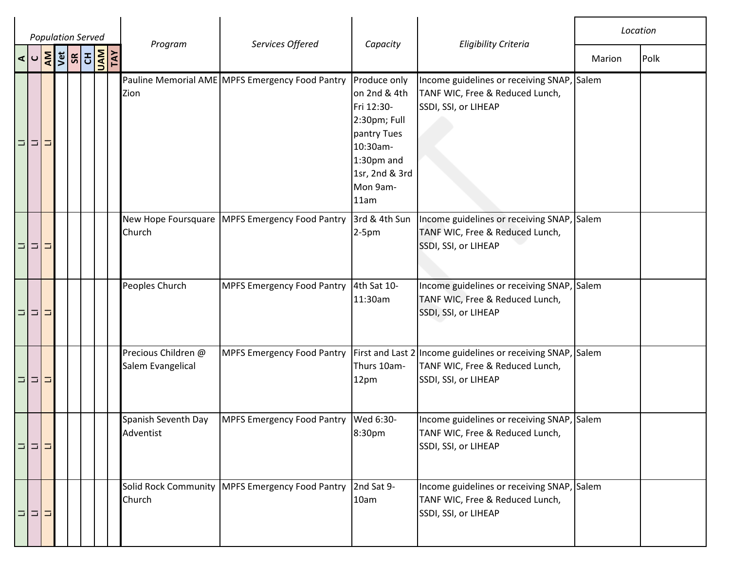| Population Served | | | | | | | | Program | Services Offered | Capacity | Eligibility Criteria | Location | |
|---|---|---|---|---|---|---|---|---|---|---|---|---|---|
| A | C | AM | Vet | SR | CH | UAM | TAY | | | | | Marion | Polk |
| LI | LI | LI | | | | | | Pauline Memorial AME Zion | MPFS Emergency Food Pantry | Produce only on 2nd & 4th Fri 12:30-2:30pm; Full pantry Tues 10:30am-1:30pm and 1sr, 2nd & 3rd Mon 9am-11am | Income guidelines or receiving SNAP, TANF WIC, Free & Reduced Lunch, SSDI, SSI, or LIHEAP | Salem | |
| LI | LI | LI | | | | | | New Hope Foursquare Church | MPFS Emergency Food Pantry | 3rd & 4th Sun 2-5pm | Income guidelines or receiving SNAP, TANF WIC, Free & Reduced Lunch, SSDI, SSI, or LIHEAP | Salem | |
| LI | LI | LI | | | | | | Peoples Church | MPFS Emergency Food Pantry | 4th Sat 10-11:30am | Income guidelines or receiving SNAP, TANF WIC, Free & Reduced Lunch, SSDI, SSI, or LIHEAP | Salem | |
| LI | LI | LI | | | | | | Precious Children @ Salem Evangelical | MPFS Emergency Food Pantry | First and Last 2 Thurs 10am-12pm | Income guidelines or receiving SNAP, TANF WIC, Free & Reduced Lunch, SSDI, SSI, or LIHEAP | Salem | |
| LI | LI | LI | | | | | | Spanish Seventh Day Adventist | MPFS Emergency Food Pantry | Wed 6:30-8:30pm | Income guidelines or receiving SNAP, TANF WIC, Free & Reduced Lunch, SSDI, SSI, or LIHEAP | Salem | |
| LI | LI | LI | | | | | | Solid Rock Community Church | MPFS Emergency Food Pantry | 2nd Sat 9-10am | Income guidelines or receiving SNAP, TANF WIC, Free & Reduced Lunch, SSDI, SSI, or LIHEAP | Salem | |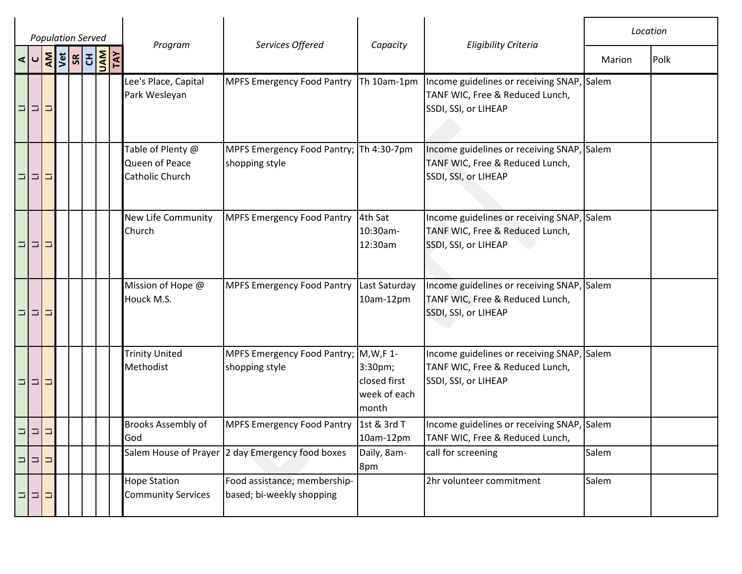| Population Served | | | | | | | | Program | Services Offered | Capacity | Eligibility Criteria | Location | |
|---|---|---|---|---|---|---|---|---|---|---|---|---|---|
| A | C | AM | Vet | SR | CH | UAM | TAY | | | | | Marion | Polk |
| LI | LI | LI | | | | | | Lee's Place, Capital Park Wesleyan | MPFS Emergency Food Pantry | Th 10am-1pm | Income guidelines or receiving SNAP, TANF WIC, Free & Reduced Lunch, SSDI, SSI, or LIHEAP | Salem | |
| LI | LI | LI | | | | | | Table of Plenty @ Queen of Peace Catholic Church | MPFS Emergency Food Pantry; shopping style | Th 4:30-7pm | Income guidelines or receiving SNAP, TANF WIC, Free & Reduced Lunch, SSDI, SSI, or LIHEAP | Salem | |
| LI | LI | LI | | | | | | New Life Community Church | MPFS Emergency Food Pantry | 4th Sat 10:30am-12:30am | Income guidelines or receiving SNAP, TANF WIC, Free & Reduced Lunch, SSDI, SSI, or LIHEAP | Salem | |
| LI | LI | LI | | | | | | Mission of Hope @ Houck M.S. | MPFS Emergency Food Pantry | Last Saturday 10am-12pm | Income guidelines or receiving SNAP, TANF WIC, Free & Reduced Lunch, SSDI, SSI, or LIHEAP | Salem | |
| LI | LI | LI | | | | | | Trinity United Methodist | MPFS Emergency Food Pantry; shopping style | M,W,F 1-3:30pm; closed first week of each month | Income guidelines or receiving SNAP, TANF WIC, Free & Reduced Lunch, SSDI, SSI, or LIHEAP | Salem | |
| LI | LI | LI | | | | | | Brooks Assembly of God | MPFS Emergency Food Pantry | 1st & 3rd T 10am-12pm | Income guidelines or receiving SNAP, TANF WIC, Free & Reduced Lunch, | Salem | |
| LI | LI | LI | | | | | | Salem House of Prayer | 2 day Emergency food boxes | Daily, 8am-8pm | call for screening | Salem | |
| LI | LI | LI | | | | | | Hope Station Community Services | Food assistance; membership-based; bi-weekly shopping | | 2hr volunteer commitment | Salem | |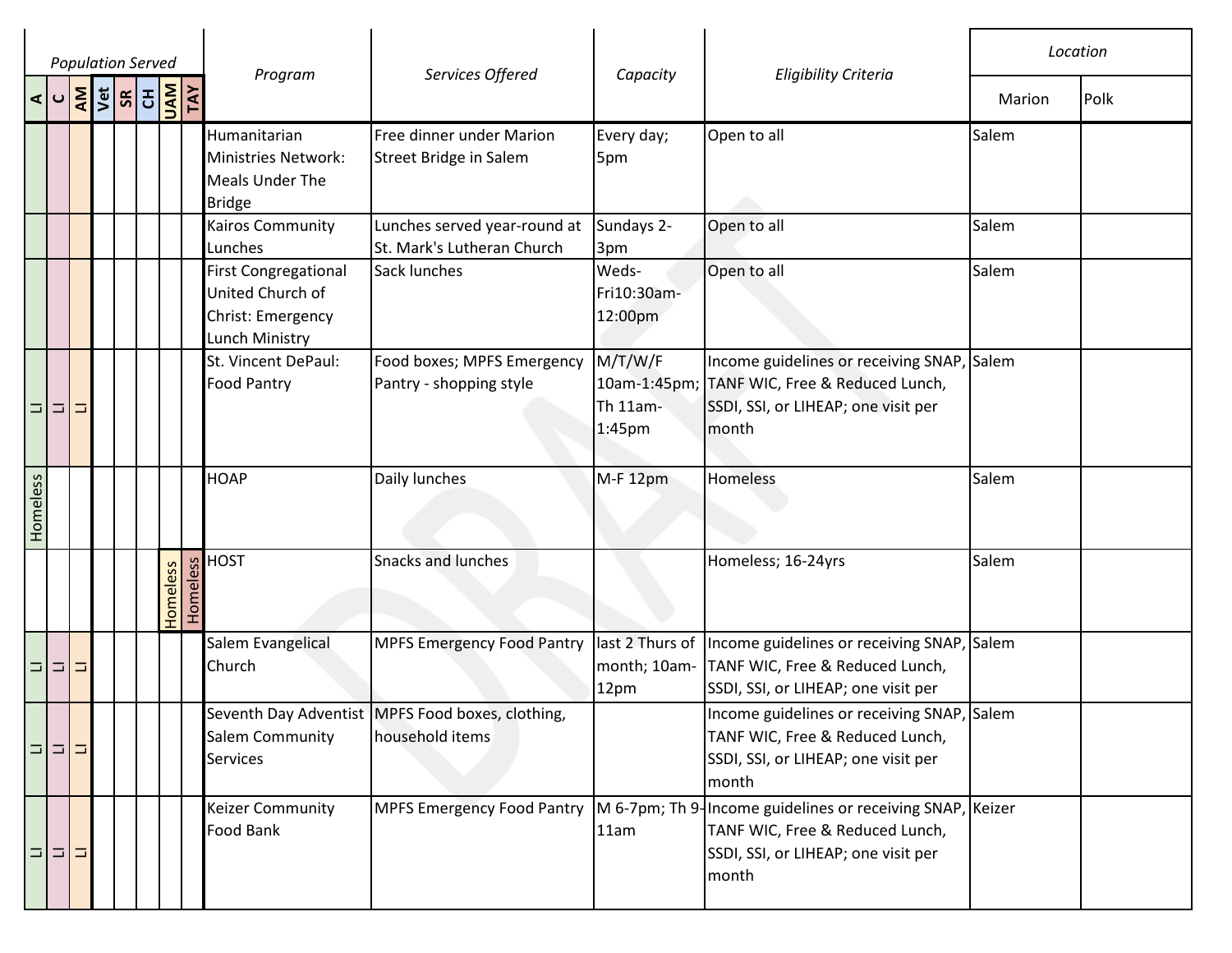| Population Served | | | | | | | | Program | Services Offered | Capacity | Eligibility Criteria | Location | |
|---|---|---|---|---|---|---|---|---|---|---|---|---|---|
| A | C | AM | Vet | SR | CH | UAM | TAY | | | | | Marion | Polk |
| | | | | | | | | Humanitarian Ministries Network: Meals Under The Bridge | Free dinner under Marion Street Bridge in Salem | Every day; 5pm | Open to all | Salem | |
| | | | | | | | | Kairos Community Lunches | Lunches served year-round at St. Mark's Lutheran Church | Sundays 2-3pm | Open to all | Salem | |
| | | | | | | | | First Congregational United Church of Christ: Emergency Lunch Ministry | Sack lunches | Weds-Fri10:30am-12:00pm | Open to all | Salem | |
| LI | LI | LI | | | | | | St. Vincent DePaul: Food Pantry | Food boxes; MPFS Emergency Pantry - shopping style | M/T/W/F 10am-1:45pm; Th 11am-1:45pm | Income guidelines or receiving SNAP, TANF WIC, Free & Reduced Lunch, SSDI, SSI, or LIHEAP; one visit per month | Salem | |
| Homeless | | | | | | | | HOAP | Daily lunches | M-F 12pm | Homeless | Salem | |
| | | | | | | Homeless | Homeless | HOST | Snacks and lunches | | Homeless; 16-24yrs | Salem | |
| LI | LI | LI | | | | | | Salem Evangelical Church | MPFS Emergency Food Pantry | last 2 Thurs of month; 10am-12pm | Income guidelines or receiving SNAP, TANF WIC, Free & Reduced Lunch, SSDI, SSI, or LIHEAP; one visit per | Salem | |
| LI | LI | LI | | | | | | Seventh Day Adventist Salem Community Services | MPFS Food boxes, clothing, household items | | Income guidelines or receiving SNAP, TANF WIC, Free & Reduced Lunch, SSDI, SSI, or LIHEAP; one visit per month | Salem | |
| LI | LI | LI | | | | | | Keizer Community Food Bank | MPFS Emergency Food Pantry | M 6-7pm; Th 9-11am | Income guidelines or receiving SNAP, TANF WIC, Free & Reduced Lunch, SSDI, SSI, or LIHEAP; one visit per month | Keizer | |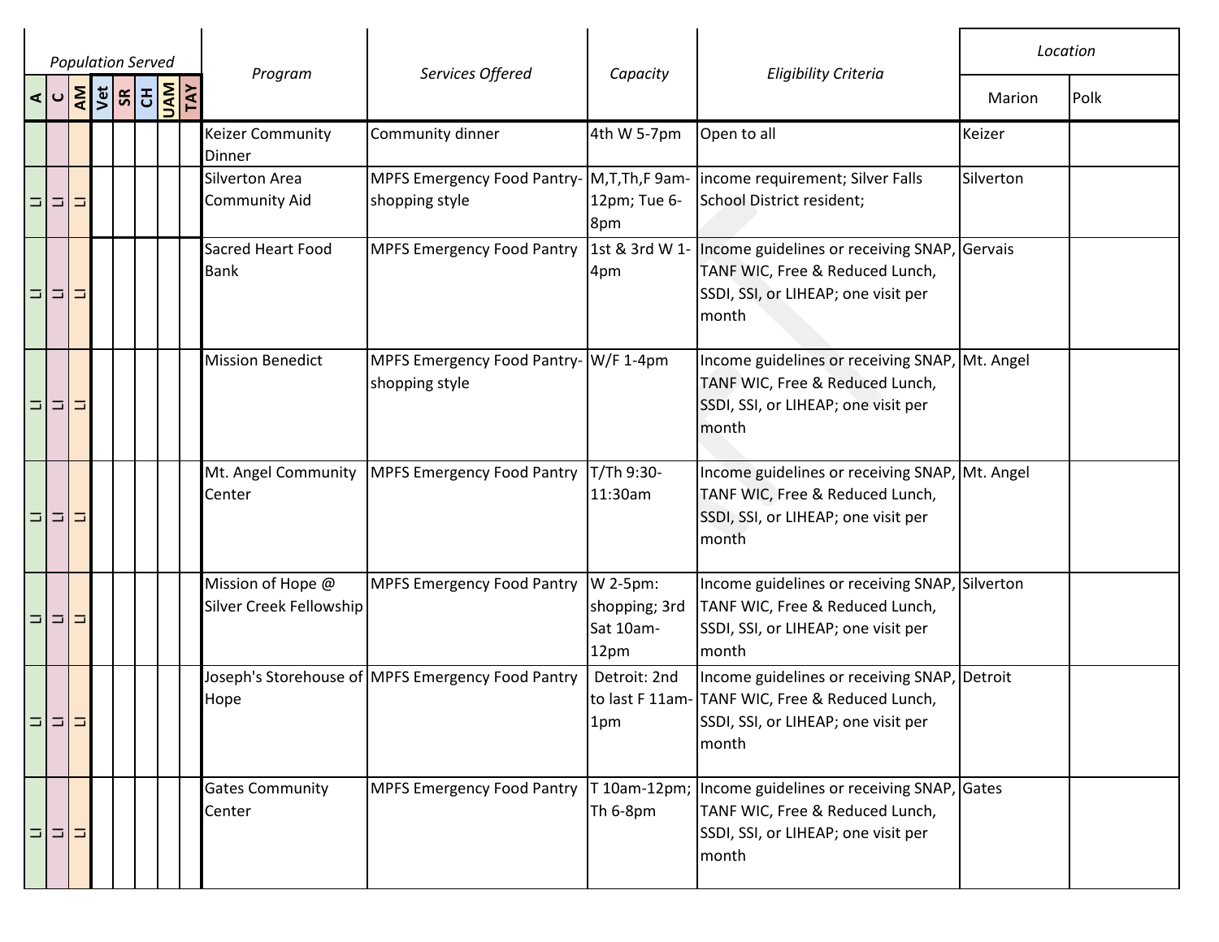| Population Served | | | | | | | | Program | Services Offered | Capacity | Eligibility Criteria | Location | |
|---|---|---|---|---|---|---|---|---|---|---|---|---|---|
| A | C | AM | Vet | SR | CH | UAM | TAY | | | | | Marion | Polk |
| | | | | | | | | Keizer Community Dinner | Community dinner | 4th W 5-7pm | Open to all | Keizer | |
| LI | LI | LI | | | | | | Silverton Area Community Aid | MPFS Emergency Food Pantry-shopping style | M,T,Th,F 9am-12pm; Tue 6-8pm | income requirement; Silver Falls School District resident; | Silverton | |
| LI | LI | LI | | | | | | Sacred Heart Food Bank | MPFS Emergency Food Pantry | 1st & 3rd W 1-4pm | Income guidelines or receiving SNAP, TANF WIC, Free & Reduced Lunch, SSDI, SSI, or LIHEAP; one visit per month | Gervais | |
| LI | LI | LI | | | | | | Mission Benedict | MPFS Emergency Food Pantry-shopping style | W/F 1-4pm | Income guidelines or receiving SNAP, TANF WIC, Free & Reduced Lunch, SSDI, SSI, or LIHEAP; one visit per month | Mt. Angel | |
| LI | LI | LI | | | | | | Mt. Angel Community Center | MPFS Emergency Food Pantry | T/Th 9:30-11:30am | Income guidelines or receiving SNAP, TANF WIC, Free & Reduced Lunch, SSDI, SSI, or LIHEAP; one visit per month | Mt. Angel | |
| LI | LI | LI | | | | | | Mission of Hope @ Silver Creek Fellowship | MPFS Emergency Food Pantry | W 2-5pm: shopping; 3rd Sat 10am-12pm | Income guidelines or receiving SNAP, TANF WIC, Free & Reduced Lunch, SSDI, SSI, or LIHEAP; one visit per month | Silverton | |
| LI | LI | LI | | | | | | Joseph's Storehouse of Hope | MPFS Emergency Food Pantry | Detroit: 2nd to last F 11am-1pm | Income guidelines or receiving SNAP, TANF WIC, Free & Reduced Lunch, SSDI, SSI, or LIHEAP; one visit per month | Detroit | |
| LI | LI | LI | | | | | | Gates Community Center | MPFS Emergency Food Pantry | T 10am-12pm; Th 6-8pm | Income guidelines or receiving SNAP, TANF WIC, Free & Reduced Lunch, SSDI, SSI, or LIHEAP; one visit per month | Gates | |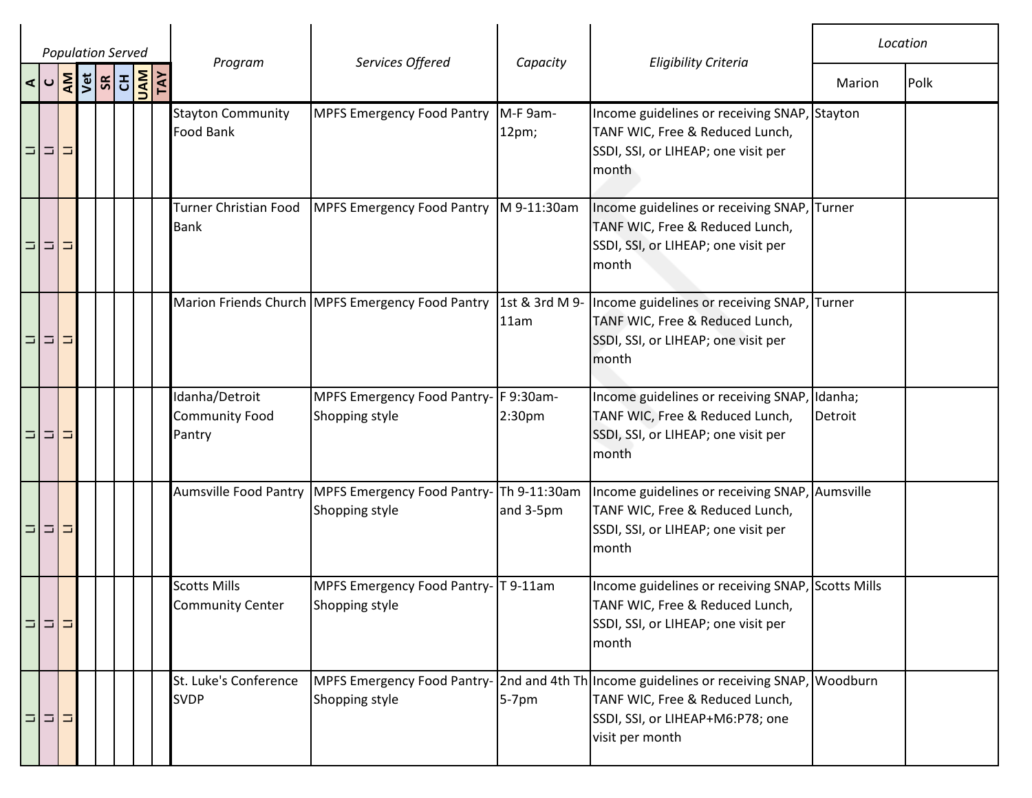| Population Served | | | | | | | | Program | Services Offered | Capacity | Eligibility Criteria | Location | |
|---|---|---|---|---|---|---|---|---|---|---|---|---|---|
| A | C | AM | Vet | SR | CH | UAM | TAY | | | | | Marion | Polk |
| LI | LI | LI | | | | | | Stayton Community Food Bank | MPFS Emergency Food Pantry | M-F 9am-12pm; | Income guidelines or receiving SNAP, TANF WIC, Free & Reduced Lunch, SSDI, SSI, or LIHEAP; one visit per month | Stayton | |
| LI | LI | LI | | | | | | Turner Christian Food Bank | MPFS Emergency Food Pantry | M 9-11:30am | Income guidelines or receiving SNAP, TANF WIC, Free & Reduced Lunch, SSDI, SSI, or LIHEAP; one visit per month | Turner | |
| LI | LI | LI | | | | | | Marion Friends Church | MPFS Emergency Food Pantry | 1st & 3rd M 9-11am | Income guidelines or receiving SNAP, TANF WIC, Free & Reduced Lunch, SSDI, SSI, or LIHEAP; one visit per month | Turner | |
| LI | LI | LI | | | | | | Idanha/Detroit Community Food Pantry | MPFS Emergency Food Pantry-Shopping style | F 9:30am-2:30pm | Income guidelines or receiving SNAP, TANF WIC, Free & Reduced Lunch, SSDI, SSI, or LIHEAP; one visit per month | Idanha; Detroit | |
| LI | LI | LI | | | | | | Aumsville Food Pantry | MPFS Emergency Food Pantry-Shopping style | Th 9-11:30am and 3-5pm | Income guidelines or receiving SNAP, TANF WIC, Free & Reduced Lunch, SSDI, SSI, or LIHEAP; one visit per month | Aumsville | |
| LI | LI | LI | | | | | | Scotts Mills Community Center | MPFS Emergency Food Pantry-Shopping style | T 9-11am | Income guidelines or receiving SNAP, TANF WIC, Free & Reduced Lunch, SSDI, SSI, or LIHEAP; one visit per month | Scotts Mills | |
| LI | LI | LI | | | | | | St. Luke's Conference SVDP | MPFS Emergency Food Pantry-Shopping style | 2nd and 4th Th 5-7pm | Income guidelines or receiving SNAP, TANF WIC, Free & Reduced Lunch, SSDI, SSI, or LIHEAP+M6:P78; one visit per month | Woodburn | |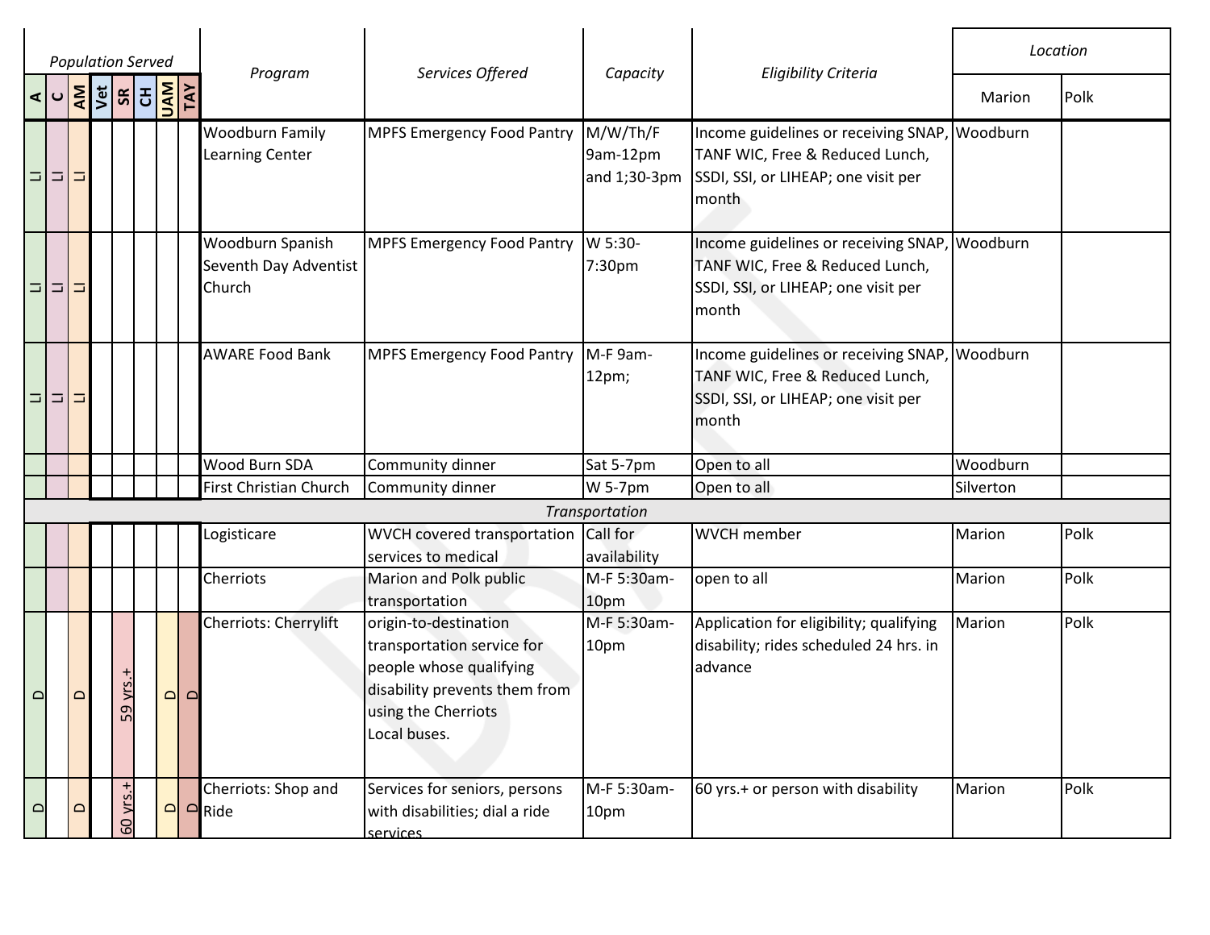| Population Served | | | | | | | | Program | Services Offered | Capacity | Eligibility Criteria | Location | |
|---|---|---|---|---|---|---|---|---|---|---|---|---|---|
| A | C | AM | Vet | SR | CH | UAM | TAY | | | | | Marion | Polk |
| LI | LI | LI | | | | | | Woodburn Family Learning Center | MPFS Emergency Food Pantry | M/W/Th/F 9am-12pm and 1;30-3pm | Income guidelines or receiving SNAP, TANF WIC, Free & Reduced Lunch, SSDI, SSI, or LIHEAP; one visit per month | Woodburn | |
| LI | LI | LI | | | | | | Woodburn Spanish Seventh Day Adventist Church | MPFS Emergency Food Pantry | W 5:30-7:30pm | Income guidelines or receiving SNAP, TANF WIC, Free & Reduced Lunch, SSDI, SSI, or LIHEAP; one visit per month | Woodburn | |
| LI | LI | LI | | | | | | AWARE Food Bank | MPFS Emergency Food Pantry | M-F 9am-12pm; | Income guidelines or receiving SNAP, TANF WIC, Free & Reduced Lunch, SSDI, SSI, or LIHEAP; one visit per month | Woodburn | |
| | | | | | | | | Wood Burn SDA | Community dinner | Sat 5-7pm | Open to all | Woodburn | |
| | | | | | | | | First Christian Church | Community dinner | W 5-7pm | Open to all | Silverton | |
| *Transportation* | | | | | | | | | | | | | |
| | | | | | | | | Logisticare | WVCH covered transportation services to medical | Call for availability | WVCH member | Marion | Polk |
| | | | | | | | | Cherriots | Marion and Polk public transportation | M-F 5:30am-10pm | open to all | Marion | Polk |
| D | | D | | 59 yrs.+ | | D | D | Cherriots: Cherrylift | origin-to-destination transportation service for people whose qualifying disability prevents them from using the Cherriots Local buses. | M-F 5:30am-10pm | Application for eligibility; qualifying disability; rides scheduled 24 hrs. in advance | Marion | Polk |
| D | | D | | 60 yrs.+ | | D | D | Cherriots: Shop and Ride | Services for seniors, persons with disabilities; dial a ride services | M-F 5:30am-10pm | 60 yrs.+ or person with disability | Marion | Polk |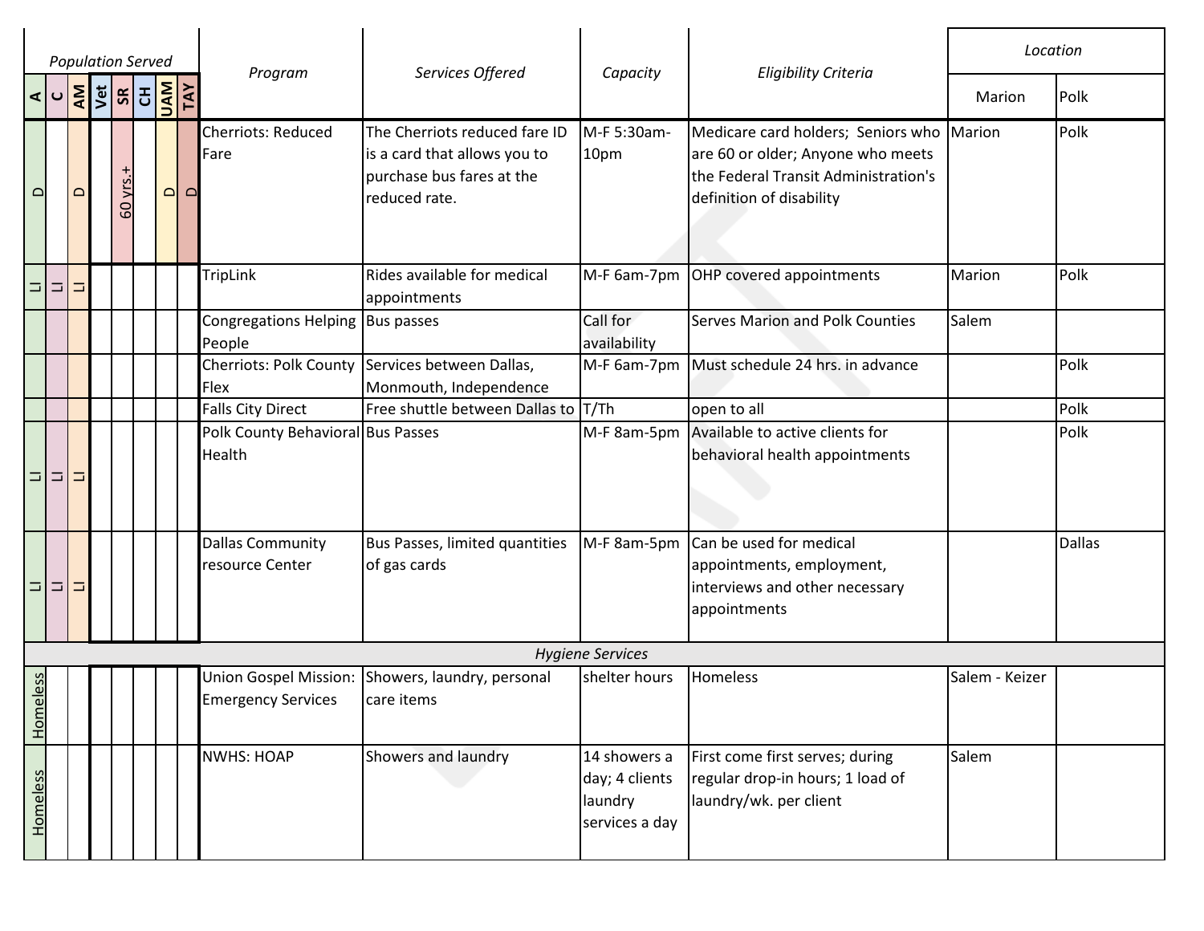| Population Served | | | | | | | | Program | Services Offered | Capacity | Eligibility Criteria | Location | |
|---|---|---|---|---|---|---|---|---|---|---|---|---|---|
| A | C | AM | Vet | SR | CH | UAM | TAY | | | | | Marion | Polk |
| D | | D | | 60 yrs.+ | | D | D | Cherriots: Reduced Fare | The Cherriots reduced fare ID is a card that allows you to purchase bus fares at the reduced rate. | M-F 5:30am-10pm | Medicare card holders; Seniors who are 60 or older; Anyone who meets the Federal Transit Administration's definition of disability | Marion | Polk |
| LI | LI | LI | | | | | | TripLink | Rides available for medical appointments | M-F 6am-7pm | OHP covered appointments | Marion | Polk |
| | | | | | | | | Congregations Helping People | Bus passes | Call for availability | Serves Marion and Polk Counties | Salem | |
| | | | | | | | | Cherriots: Polk County Flex | Services between Dallas, Monmouth, Independence | M-F 6am-7pm | Must schedule 24 hrs. in advance | | Polk |
| | | | | | | | | Falls City Direct | Free shuttle between Dallas to | T/Th | open to all | | Polk |
| LI | LI | LI | | | | | | Polk County Behavioral Health | Bus Passes | M-F 8am-5pm | Available to active clients for behavioral health appointments | | Polk |
| LI | LI | LI | | | | | | Dallas Community resource Center | Bus Passes, limited quantities of gas cards | M-F 8am-5pm | Can be used for medical appointments, employment, interviews and other necessary appointments | | Dallas |
| *Hygiene Services* | | | | | | | | | | | | | |
| Homeless | | | | | | | | Union Gospel Mission: Emergency Services | Showers, laundry, personal care items | shelter hours | Homeless | Salem - Keizer | |
| Homeless | | | | | | | | NWHS: HOAP | Showers and laundry | 14 showers a day; 4 clients laundry services a day | First come first serves; during regular drop-in hours; 1 load of laundry/wk. per client | Salem | |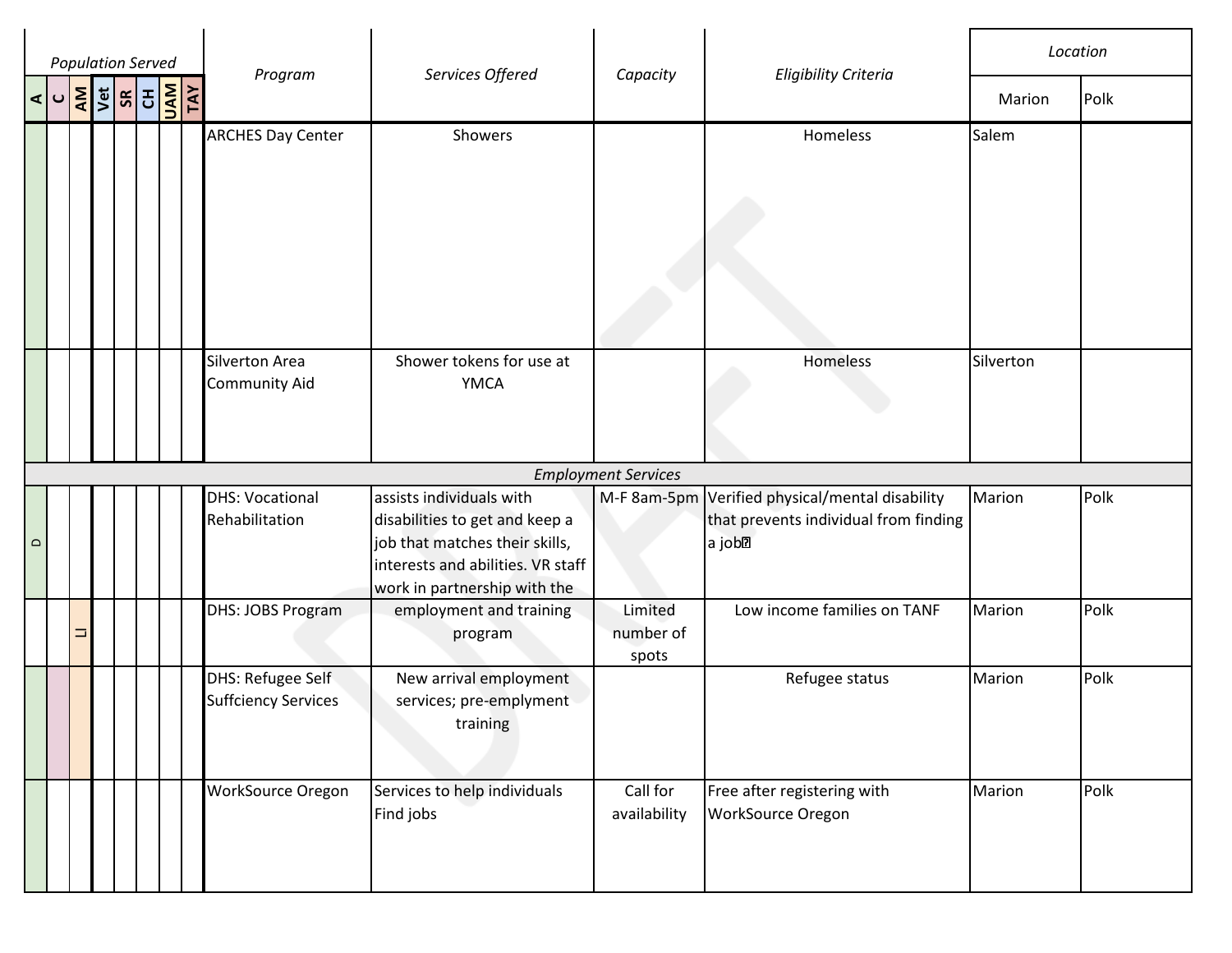| Population Served | | | | | | | | Program | Services Offered | Capacity | Eligibility Criteria | Location | |
|---|---|---|---|---|---|---|---|---|---|---|---|---|---|
| A | C | AM | Vet | SR | CH | UAM | TAY | | | | | Marion | Polk |
| | | | | | | | | ARCHES Day Center | Showers | | Homeless | Salem | |
| | | | | | | | | Silverton Area Community Aid | Shower tokens for use at YMCA | | Homeless | Silverton | |
| *Employment Services* | | | | | | | | | | | | | |
| D | | | | | | | | DHS: Vocational Rehabilitation | assists individuals with disabilities to get and keep a job that matches their skills, interests and abilities. VR staff work in partnership with the | M-F 8am-5pm | Verified physical/mental disability that prevents individual from finding a job | Marion | Polk |
| | | LI | | | | | | DHS: JOBS Program | employment and training program | Limited number of spots | Low income families on TANF | Marion | Polk |
| | | | | | | | | DHS: Refugee Self Suffciency Services | New arrival employment services; pre-emplyment training | | Refugee status | Marion | Polk |
| | | | | | | | | WorkSource Oregon | Services to help individuals Find jobs | Call for availability | Free after registering with WorkSource Oregon | Marion | Polk |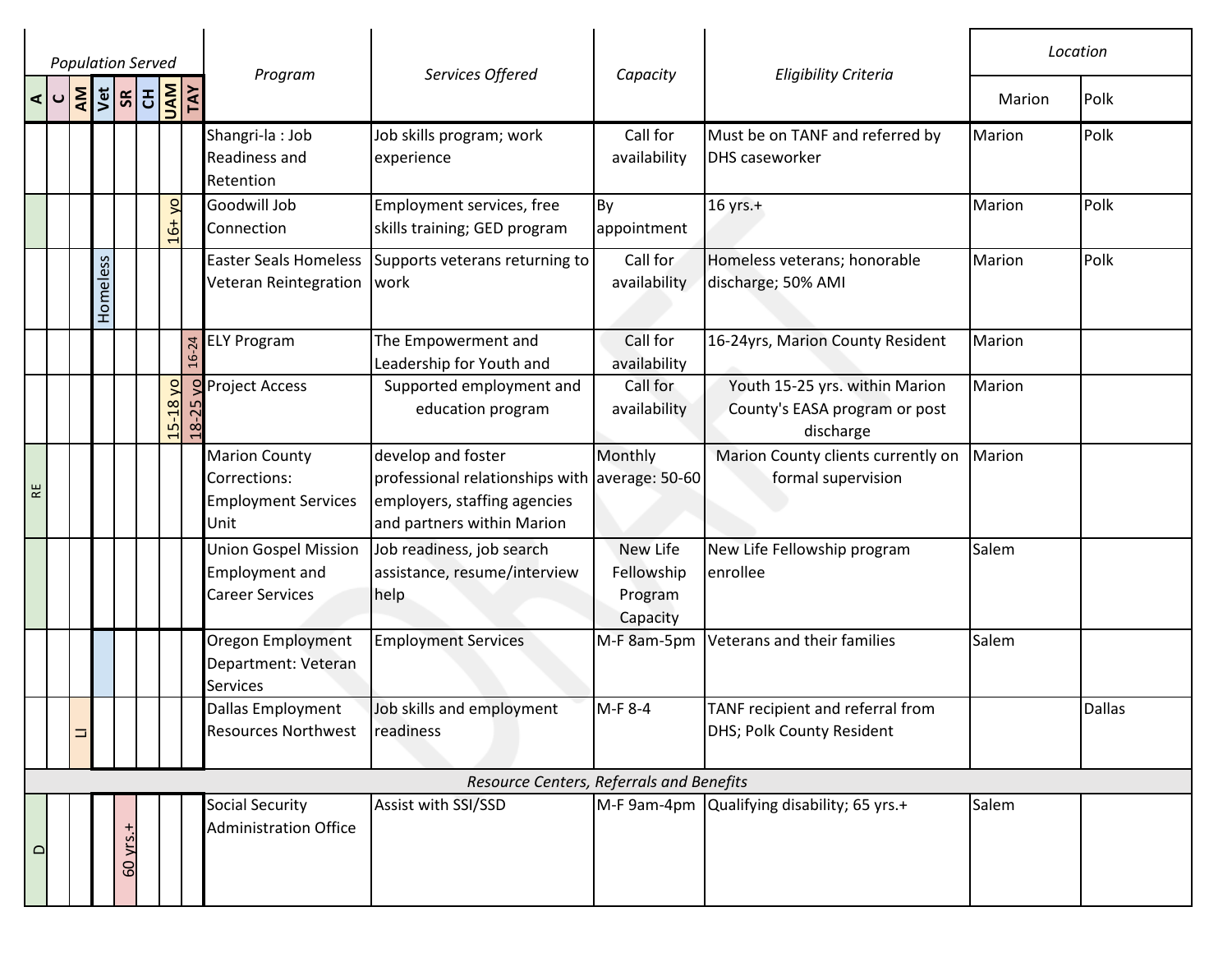| Population Served | | | | | | | | Program | Services Offered | Capacity | Eligibility Criteria | Location | |
|---|---|---|---|---|---|---|---|---|---|---|---|---|---|
| A | C | AM | Vet | SR | CH | UAM | TAY | | | | | Marion | Polk |
| | | | | | | | | Shangri-la : Job Readiness and Retention | Job skills program; work experience | Call for availability | Must be on TANF and referred by DHS caseworker | Marion | Polk |
| | | | | | | 16+ yo | | Goodwill Job Connection | Employment services, free skills training; GED program | By appointment | 16 yrs.+ | Marion | Polk |
| | | | Homeless | | | | | Easter Seals Homeless Veteran Reintegration | Supports veterans returning to work | Call for availability | Homeless veterans; honorable discharge; 50% AMI | Marion | Polk |
| | | | | | | | 16-24 | ELY Program | The Empowerment and Leadership for Youth and | Call for availability | 16-24yrs, Marion County Resident | Marion | |
| | | | | | | 15-18 yo | 18-25 yo | Project Access | Supported employment and education program | Call for availability | Youth 15-25 yrs. within Marion County's EASA program or post discharge | Marion | |
| RE | | | | | | | | Marion County Corrections: Employment Services Unit | develop and foster professional relationships with employers, staffing agencies and partners within Marion | Monthly average: 50-60 | Marion County clients currently on formal supervision | Marion | |
| | | | | | | | | Union Gospel Mission Employment and Career Services | Job readiness, job search assistance, resume/interview help | New Life Fellowship Program Capacity | New Life Fellowship program enrollee | Salem | |
| | | | | | | | | Oregon Employment Department: Veteran Services | Employment Services | M-F 8am-5pm | Veterans and their families | Salem | |
| | | LI | | | | | | Dallas Employment Resources Northwest | Job skills and employment readiness | M-F 8-4 | TANF recipient and referral from DHS; Polk County Resident | | Dallas |
| *Resource Centers, Referrals and Benefits* | | | | | | | | | | | | | |
| D | | | | 60 yrs.+ | | | | Social Security Administration Office | Assist with SSI/SSD | M-F 9am-4pm | Qualifying disability; 65 yrs.+ | Salem | |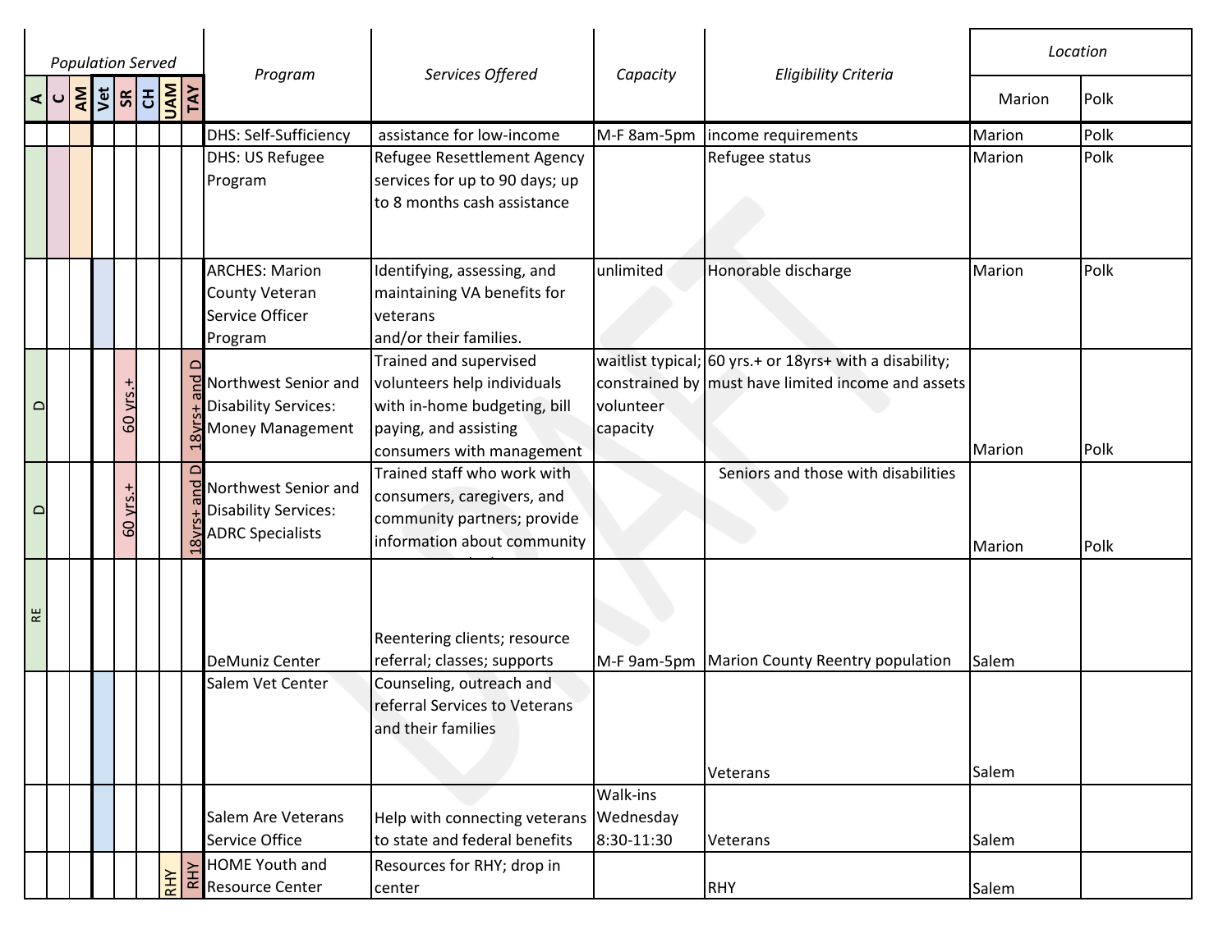| Population Served | | | | | | | | Program | Services Offered | Capacity | Eligibility Criteria | Location | |
|---|---|---|---|---|---|---|---|---|---|---|---|---|---|
| A | C | AM | Vet | SR | CH | UAM | TAY | | | | | Marion | Polk |
| | | | | | | | | DHS: Self-Sufficiency | assistance for low-income | M-F 8am-5pm | income requirements | Marion | Polk |
| | | | | | | | | DHS: US Refugee Program | Refugee Resettlement Agency services for up to 90 days; up to 8 months cash assistance | | Refugee status | Marion | Polk |
| | | | | | | | | ARCHES: Marion County Veteran Service Officer Program | Identifying, assessing, and maintaining VA benefits for veterans and/or their families. | unlimited | Honorable discharge | Marion | Polk |
| D | | | | 60 yrs.+ | | | 18yrs+ and D | Northwest Senior and Disability Services: Money Management | Trained and supervised volunteers help individuals with in-home budgeting, bill paying, and assisting consumers with management | waitlist typical; constrained by volunteer capacity | 60 yrs.+ or 18yrs+ with a disability; must have limited income and assets | Marion | Polk |
| D | | | | 60 yrs.+ | | | 18yrs+ and D | Northwest Senior and Disability Services: ADRC Specialists | Trained staff who work with consumers, caregivers, and community partners; provide information about community | | Seniors and those with disabilities | Marion | Polk |
| RE | | | | | | | | DeMuniz Center | Reentering clients; resource referral; classes; supports | M-F 9am-5pm | Marion County Reentry population | Salem | |
| | | | | | | | | Salem Vet Center | Counseling, outreach and referral Services to Veterans and their families | | Veterans | Salem | |
| | | | | | | | | Salem Are Veterans Service Office | Help with connecting veterans to state and federal benefits | Walk-ins Wednesday 8:30-11:30 | Veterans | Salem | |
| | | | | | | RHY | RHY | HOME Youth and Resource Center | Resources for RHY; drop in center | | RHY | Salem | |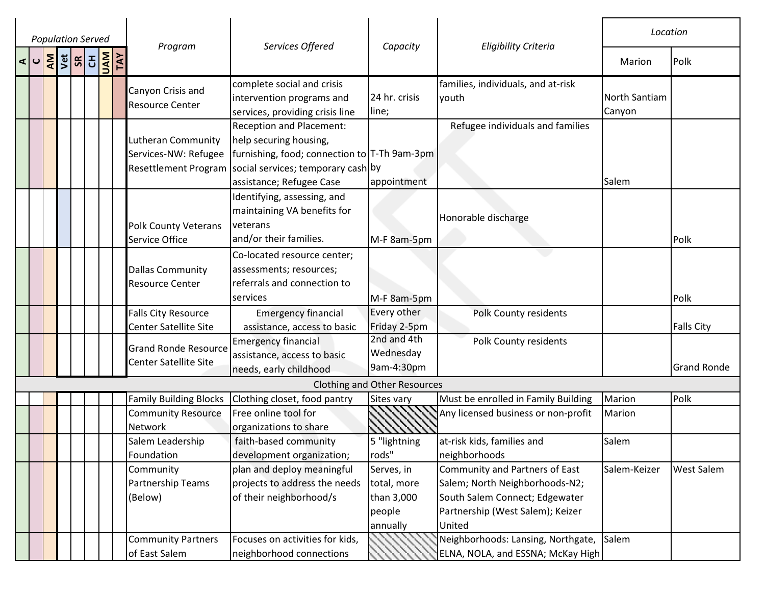| Population Served | | | | | | | | Program | Services Offered | Capacity | Eligibility Criteria | Location | |
|---|---|---|---|---|---|---|---|---|---|---|---|---|---|
| A | C | AM | Vet | SR | CH | UAM | TAY | | | | | Marion | Polk |
| | | | | | | | | Canyon Crisis and Resource Center | complete social and crisis intervention programs and services, providing crisis line | 24 hr. crisis line; | families, individuals, and at-risk youth | North Santiam Canyon | |
| | | | | | | | | Lutheran Community Services-NW: Refugee Resettlement Program | Reception and Placement: help securing housing, furnishing, food; connection to social services; temporary cash assistance; Refugee Case | T-Th 9am-3pm by appointment | Refugee individuals and families | Salem | |
| | | | | | | | | Polk County Veterans Service Office | Identifying, assessing, and maintaining VA benefits for veterans and/or their families. | M-F 8am-5pm | Honorable discharge | | Polk |
| | | | | | | | | Dallas Community Resource Center | Co-located resource center; assessments; resources; referrals and connection to services | M-F 8am-5pm | | | Polk |
| | | | | | | | | Falls City Resource Center Satellite Site | Emergency financial assistance, access to basic | Every other Friday 2-5pm | Polk County residents | | Falls City |
| | | | | | | | | Grand Ronde Resource Center Satellite Site | Emergency financial assistance, access to basic needs, early childhood | 2nd and 4th Wednesday 9am-4:30pm | Polk County residents | | Grand Ronde |
| Clothing and Other Resources | | | | | | | | | | | | | |
| | | | | | | | | Family Building Blocks | Clothing closet, food pantry | Sites vary | Must be enrolled in Family Building | Marion | Polk |
| | | | | | | | | Community Resource Network | Free online tool for organizations to share | | Any licensed business or non-profit | Marion | |
| | | | | | | | | Salem Leadership Foundation | faith-based community development organization; | 5 "lightning rods" | at-risk kids, families and neighborhoods | Salem | |
| | | | | | | | | Community Partnership Teams (Below) | plan and deploy meaningful projects to address the needs of their neighborhood/s | Serves, in total, more than 3,000 people annually | Community and Partners of East Salem; North Neighborhoods-N2; South Salem Connect; Edgewater Partnership (West Salem); Keizer United | Salem-Keizer | West Salem |
| | | | | | | | | Community Partners of East Salem | Focuses on activities for kids, neighborhood connections | | Neighborhoods: Lansing, Northgate, ELNA, NOLA, and ESSNA; McKay High | Salem | |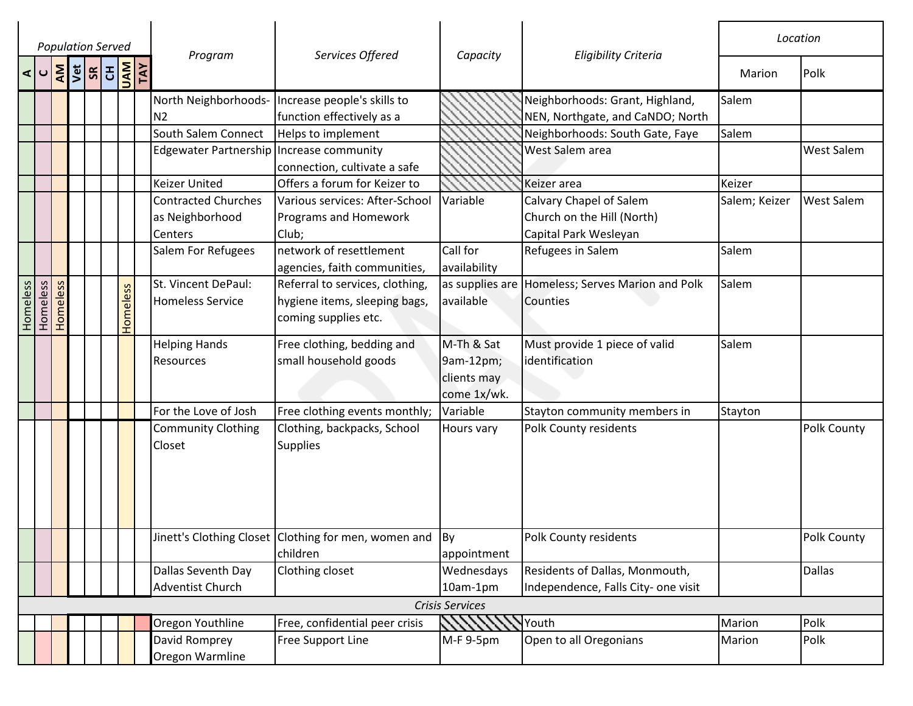| Population Served | | | | | | | | Program | Services Offered | Capacity | Eligibility Criteria | Location | |
|---|---|---|---|---|---|---|---|---|---|---|---|---|---|
| A | C | AM | Vet | SR | CH | UAM | TAY | | | | | Marion | Polk |
| | | | | | | | | North Neighborhoods-N2 | Increase people's skills to function effectively as a | | Neighborhoods: Grant, Highland, NEN, Northgate, and CaNDO; North | Salem | |
| | | | | | | | | South Salem Connect | Helps to implement | | Neighborhoods: South Gate, Faye | Salem | |
| | | | | | | | | Edgewater Partnership | Increase community connection, cultivate a safe | | West Salem area | | West Salem |
| | | | | | | | | Keizer United | Offers a forum for Keizer to | | Keizer area | Keizer | |
| | | | | | | | | Contracted Churches as Neighborhood Centers | Various services: After-School Programs and Homework Club; | Variable | Calvary Chapel of Salem<br>Church on the Hill (North)<br>Capital Park Wesleyan | Salem; Keizer | West Salem |
| | | | | | | | | Salem For Refugees | network of resettlement agencies, faith communities, | Call for availability | Refugees in Salem | Salem | |
| Homeless | Homeless | Homeless | | | | Homeless | | St. Vincent DePaul: Homeless Service | Referral to services, clothing, hygiene items, sleeping bags, coming supplies etc. | as supplies are available | Homeless; Serves Marion and Polk Counties | Salem | |
| | | | | | | | | Helping Hands Resources | Free clothing, bedding and small household goods | M-Th & Sat 9am-12pm; clients may come 1x/wk. | Must provide 1 piece of valid identification | Salem | |
| | | | | | | | | For the Love of Josh | Free clothing events monthly; | Variable | Stayton community members in | Stayton | |
| | | | | | | | | Community Clothing Closet | Clothing, backpacks, School Supplies | Hours vary | Polk County residents | | Polk County |
| | | | | | | | | Jinett's Clothing Closet | Clothing for men, women and children | By appointment | Polk County residents | | Polk County |
| | | | | | | | | Dallas Seventh Day Adventist Church | Clothing closet | Wednesdays 10am-1pm | Residents of Dallas, Monmouth, Independence, Falls City- one visit | | Dallas |
| *Crisis Services* | | | | | | | | | | | | | |
| | | | | | | | | Oregon Youthline | Free, confidential peer crisis | | Youth | Marion | Polk |
| | | | | | | | | David Romprey Oregon Warmline | Free Support Line | M-F 9-5pm | Open to all Oregonians | Marion | Polk |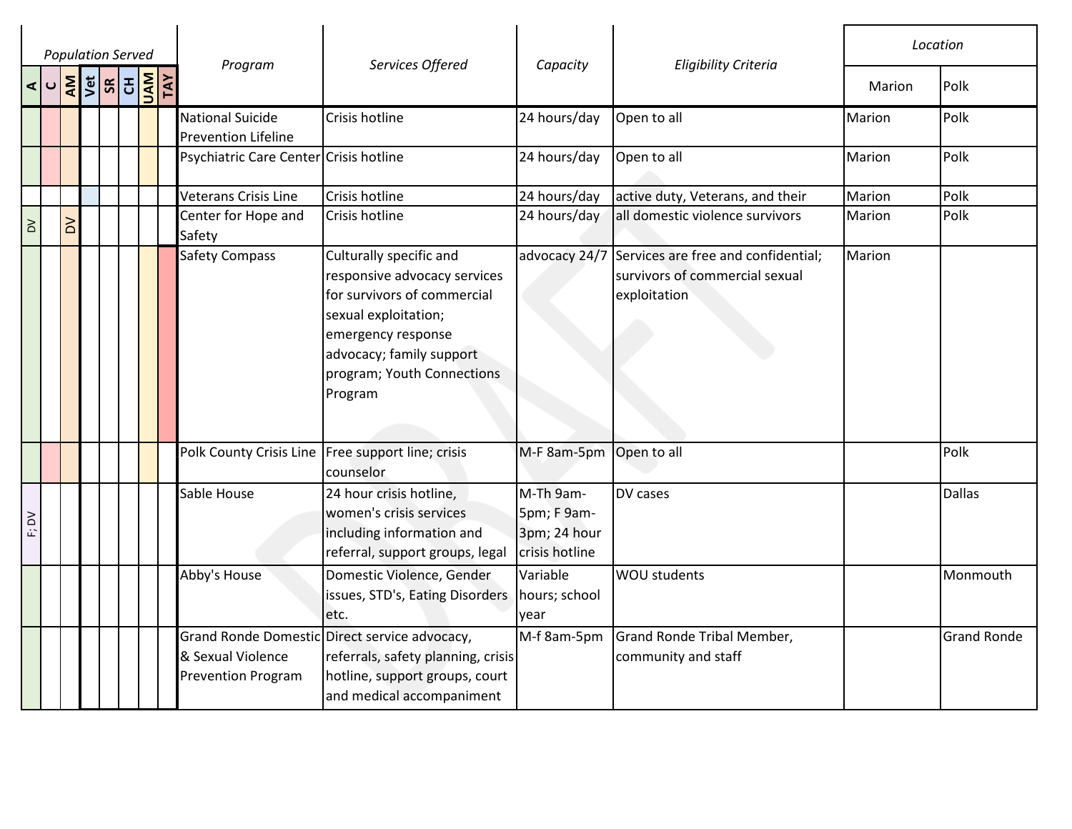| Population Served | | | | | | | | Program | Services Offered | Capacity | Eligibility Criteria | Location | |
|---|---|---|---|---|---|---|---|---|---|---|---|---|---|
| A | C | AM | Vet | SR | CH | UAM | TAY | | | | | Marion | Polk |
| | | | | | | | | National Suicide Prevention Lifeline | Crisis hotline | 24 hours/day | Open to all | Marion | Polk |
| | | | | | | | | Psychiatric Care Center | Crisis hotline | 24 hours/day | Open to all | Marion | Polk |
| | | | | | | | | Veterans Crisis Line | Crisis hotline | 24 hours/day | active duty, Veterans, and their | Marion | Polk |
| DV | | DV | | | | | | Center for Hope and Safety | Crisis hotline | 24 hours/day | all domestic violence survivors | Marion | Polk |
| | | | | | | | | Safety Compass | Culturally specific and responsive advocacy services for survivors of commercial sexual exploitation; emergency response advocacy; family support program; Youth Connections Program | advocacy 24/7 | Services are free and confidential; survivors of commercial sexual exploitation | Marion | |
| | | | | | | | | Polk County Crisis Line | Free support line; crisis counselor | M-F 8am-5pm | Open to all | | Polk |
| F; DV | | | | | | | | Sable House | 24 hour crisis hotline, women's crisis services including information and referral, support groups, legal | M-Th 9am-5pm; F 9am-3pm; 24 hour crisis hotline | DV cases | | Dallas |
| | | | | | | | | Abby's House | Domestic Violence, Gender issues, STD's, Eating Disorders etc. | Variable hours; school year | WOU students | | Monmouth |
| | | | | | | | | Grand Ronde Domestic & Sexual Violence Prevention Program | Direct service advocacy, referrals, safety planning, crisis hotline, support groups, court and medical accompaniment | M-f 8am-5pm | Grand Ronde Tribal Member, community and staff | | Grand Ronde |